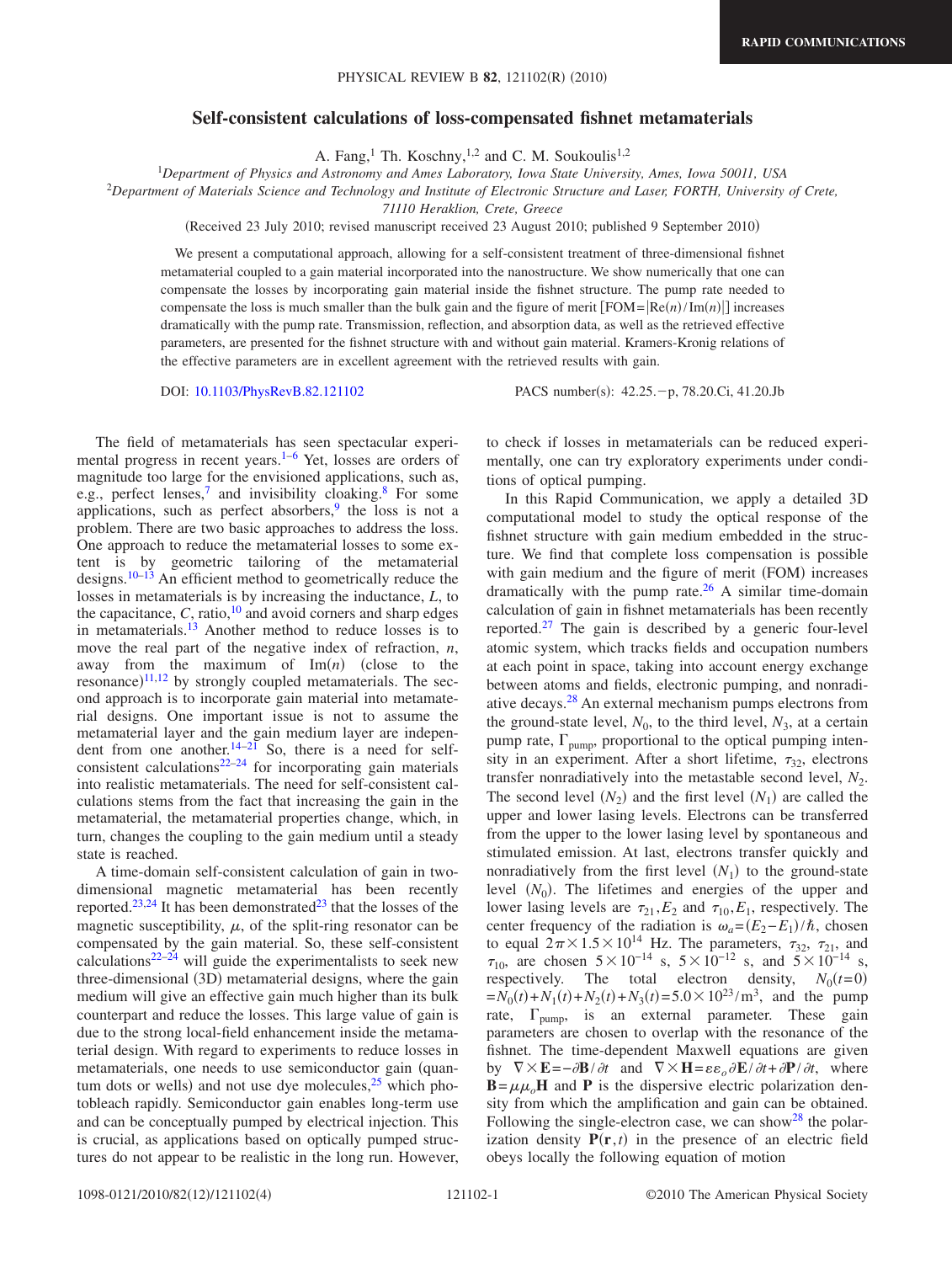# Self-consistent calculations of loss-compensated fishnet metamaterials

A. Fang,[1] Th. Koschny,[1,2] and C. M. Soukoulis[1,2]

[1]*Department of Physics and Astronomy and Ames Laboratory, Iowa State University, Ames, Iowa 50011, USA*

[2]*Department of Materials Science and Technology and Institute of Electronic Structure and Laser, FORTH, University of Crete, 71110 Heraklion, Crete, Greece*

(Received 23 July 2010; revised manuscript received 23 August 2010; published 9 September 2010)

We present a computational approach, allowing for a self-consistent treatment of three-dimensional fishnet metamaterial coupled to a gain material incorporated into the nanostructure. We show numerically that one can compensate the losses by incorporating gain material inside the fishnet structure. The pump rate needed to compensate the loss is much smaller than the bulk gain and the figure of merit [FOM=$|\mathrm{Re}(n)/\mathrm{Im}(n)|$] increases dramatically with the pump rate. Transmission, reflection, and absorption data, as well as the retrieved effective parameters, are presented for the fishnet structure with and without gain material. Kramers-Kronig relations of the effective parameters are in excellent agreement with the retrieved results with gain.

DOI: 10.1103/PhysRevB.82.121102 PACS number(s): 42.25.−p, 78.20.Ci, 41.20.Jb

The field of metamaterials has seen spectacular experimental progress in recent years.[1–6] Yet, losses are orders of magnitude too large for the envisioned applications, such as, e.g., perfect lenses,[7] and invisibility cloaking.[8] For some applications, such as perfect absorbers,[9] the loss is not a problem. There are two basic approaches to address the loss. One approach to reduce the metamaterial losses to some extent is by geometric tailoring of the metamaterial designs.[10–13] An efficient method to geometrically reduce the losses in metamaterials is by increasing the inductance, $L$, to the capacitance, $C$, ratio,[10] and avoid corners and sharp edges in metamaterials.[13] Another method to reduce losses is to move the real part of the negative index of refraction, $n$, away from the maximum of $\mathrm{Im}(n)$ (close to the resonance)[11,12] by strongly coupled metamaterials. The second approach is to incorporate gain material into metamaterial designs. One important issue is not to assume the metamaterial layer and the gain medium layer are independent from one another.[14–21] So, there is a need for self-consistent calculations[22–24] for incorporating gain materials into realistic metamaterials. The need for self-consistent calculations stems from the fact that increasing the gain in the metamaterial, the metamaterial properties change, which, in turn, changes the coupling to the gain medium until a steady state is reached.

A time-domain self-consistent calculation of gain in two-dimensional magnetic metamaterial has been recently reported.[23,24] It has been demonstrated[23] that the losses of the magnetic susceptibility, $\mu$, of the split-ring resonator can be compensated by the gain material. So, these self-consistent calculations[22–24] will guide the experimentalists to seek new three-dimensional (3D) metamaterial designs, where the gain medium will give an effective gain much higher than its bulk counterpart and reduce the losses. This large value of gain is due to the strong local-field enhancement inside the metamaterial design. With regard to experiments to reduce losses in metamaterials, one needs to use semiconductor gain (quantum dots or wells) and not use dye molecules,[25] which photobleach rapidly. Semiconductor gain enables long-term use and can be conceptually pumped by electrical injection. This is crucial, as applications based on optically pumped structures do not appear to be realistic in the long run. However, to check if losses in metamaterials can be reduced experimentally, one can try exploratory experiments under conditions of optical pumping.

In this Rapid Communication, we apply a detailed 3D computational model to study the optical response of the fishnet structure with gain medium embedded in the structure. We find that complete loss compensation is possible with gain medium and the figure of merit (FOM) increases dramatically with the pump rate.[26] A similar time-domain calculation of gain in fishnet metamaterials has been recently reported.[27] The gain is described by a generic four-level atomic system, which tracks fields and occupation numbers at each point in space, taking into account energy exchange between atoms and fields, electronic pumping, and nonradiative decays.[28] An external mechanism pumps electrons from the ground-state level, $N_0$, to the third level, $N_3$, at a certain pump rate, $\Gamma_{\mathrm{pump}}$, proportional to the optical pumping intensity in an experiment. After a short lifetime, $\tau_{32}$, electrons transfer nonradiatively into the metastable second level, $N_2$. The second level ($N_2$) and the first level ($N_1$) are called the upper and lower lasing levels. Electrons can be transferred from the upper to the lower lasing level by spontaneous and stimulated emission. At last, electrons transfer quickly and nonradiatively from the first level ($N_1$) to the ground-state level ($N_0$). The lifetimes and energies of the upper and lower lasing levels are $\tau_{21}, E_2$ and $\tau_{10}, E_1$, respectively. The center frequency of the radiation is $\omega_a=(E_2-E_1)/\hbar$, chosen to equal $2\pi\times 1.5\times 10^{14}$ Hz. The parameters, $\tau_{32}$, $\tau_{21}$, and $\tau_{10}$, are chosen $5\times 10^{-14}$ s, $5\times 10^{-12}$ s, and $5\times 10^{-14}$ s, respectively. The total electron density, $N_0(t=0)$ $=N_0(t)+N_1(t)+N_2(t)+N_3(t)=5.0\times 10^{23}/\mathrm{m}^3$, and the pump rate, $\Gamma_{\mathrm{pump}}$, is an external parameter. These gain parameters are chosen to overlap with the resonance of the fishnet. The time-dependent Maxwell equations are given by $\nabla\times\mathbf{E}=-\partial\mathbf{B}/\partial t$ and $\nabla\times\mathbf{H}=\varepsilon\varepsilon_o\partial\mathbf{E}/\partial t+\partial\mathbf{P}/\partial t$, where $\mathbf{B}=\mu\mu_o\mathbf{H}$ and $\mathbf{P}$ is the dispersive electric polarization density from which the amplification and gain can be obtained. Following the single-electron case, we can show[28] the polarization density $\mathbf{P}(\mathbf{r},t)$ in the presence of an electric field obeys locally the following equation of motion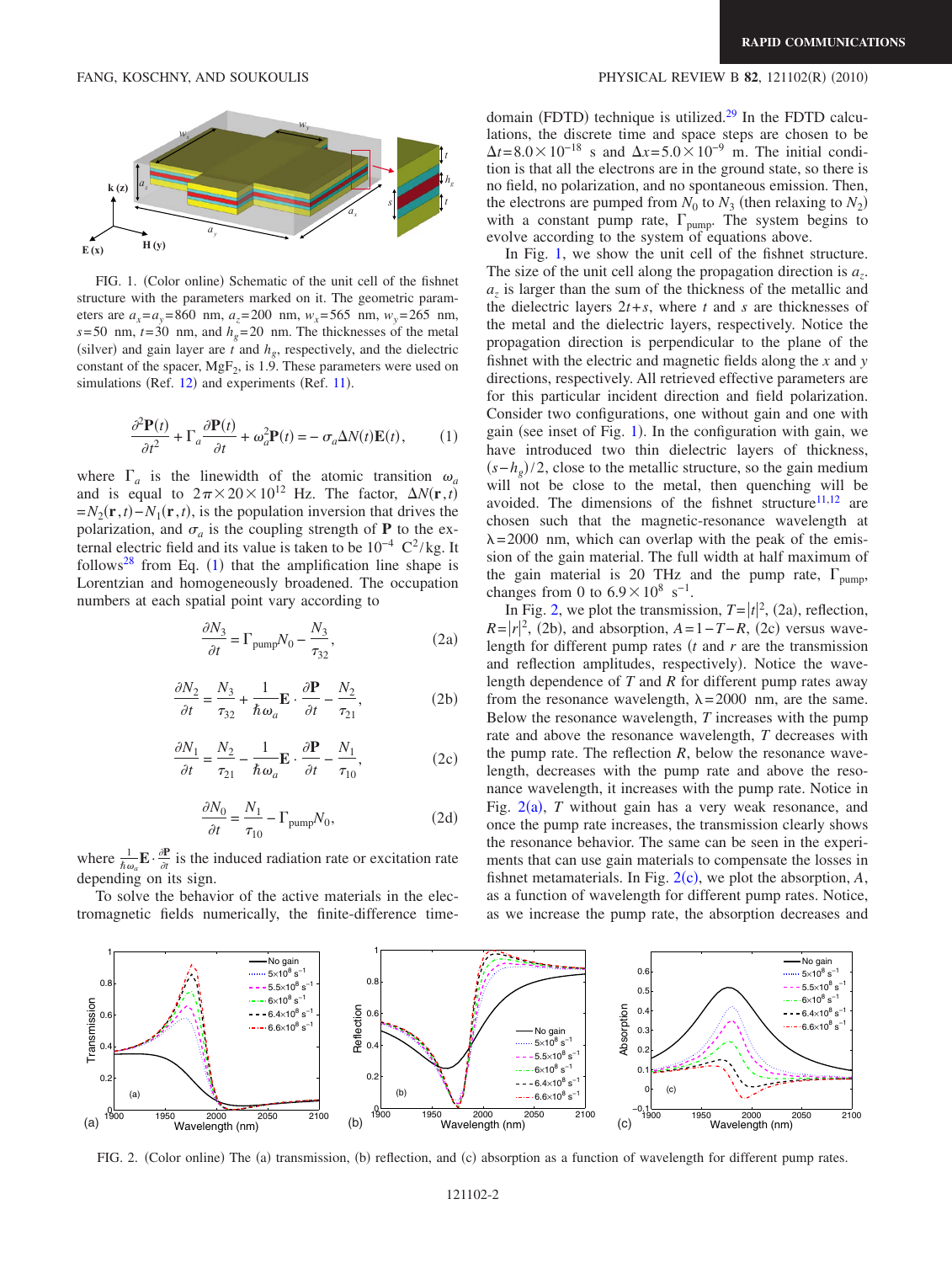FIG. 1. (Color online) Schematic of the unit cell of the fishnet structure with the parameters marked on it. The geometric parameters are $a_x = a_y = 860$ nm, $a_z = 200$ nm, $w_x = 565$ nm, $w_y = 265$ nm, $s = 50$ nm, $t = 30$ nm, and $h_g = 20$ nm. The thicknesses of the metal (silver) and gain layer are $t$ and $h_g$, respectively, and the dielectric constant of the spacer, $MgF_2$, is 1.9. These parameters were used on simulations (Ref. 12) and experiments (Ref. 11).

$$\frac{\partial^2 \mathbf{P}(t)}{\partial t^2} + \Gamma_a \frac{\partial \mathbf{P}(t)}{\partial t} + \omega_a^2 \mathbf{P}(t) = -\sigma_a \Delta N(t) \mathbf{E}(t), \tag{1}$$

where $\Gamma_a$ is the linewidth of the atomic transition $\omega_a$ and is equal to $2\pi \times 20 \times 10^{12}$ Hz. The factor, $\Delta N(\mathbf{r},t) = N_2(\mathbf{r},t) - N_1(\mathbf{r},t)$, is the population inversion that drives the polarization, and $\sigma_a$ is the coupling strength of $\mathbf{P}$ to the external electric field and its value is taken to be $10^{-4}$ $C^2/kg$. It follows[28] from Eq. (1) that the amplification line shape is Lorentzian and homogeneously broadened. The occupation numbers at each spatial point vary according to

$$\frac{\partial N_3}{\partial t} = \Gamma_{\text{pump}} N_0 - \frac{N_3}{\tau_{32}}, \tag{2a}$$

$$\frac{\partial N_2}{\partial t} = \frac{N_3}{\tau_{32}} + \frac{1}{\hbar \omega_a} \mathbf{E} \cdot \frac{\partial \mathbf{P}}{\partial t} - \frac{N_2}{\tau_{21}}, \tag{2b}$$

$$\frac{\partial N_1}{\partial t} = \frac{N_2}{\tau_{21}} - \frac{1}{\hbar \omega_a} \mathbf{E} \cdot \frac{\partial \mathbf{P}}{\partial t} - \frac{N_1}{\tau_{10}}, \tag{2c}$$

$$\frac{\partial N_0}{\partial t} = \frac{N_1}{\tau_{10}} - \Gamma_{\text{pump}} N_0, \tag{2d}$$

where $\frac{1}{\hbar \omega_a} \mathbf{E} \cdot \frac{\partial \mathbf{P}}{\partial t}$ is the induced radiation rate or excitation rate depending on its sign.

To solve the behavior of the active materials in the electromagnetic fields numerically, the finite-difference time-domain (FDTD) technique is utilized.[29] In the FDTD calculations, the discrete time and space steps are chosen to be $\Delta t = 8.0 \times 10^{-18}$ s and $\Delta x = 5.0 \times 10^{-9}$ m. The initial condition is that all the electrons are in the ground state, so there is no field, no polarization, and no spontaneous emission. Then, the electrons are pumped from $N_0$ to $N_3$ (then relaxing to $N_2$) with a constant pump rate, $\Gamma_{\text{pump}}$. The system begins to evolve according to the system of equations above.

In Fig. 1, we show the unit cell of the fishnet structure. The size of the unit cell along the propagation direction is $a_z$. $a_z$ is larger than the sum of the thickness of the metallic and the dielectric layers $2t+s$, where $t$ and $s$ are thicknesses of the metal and the dielectric layers, respectively. Notice the propagation direction is perpendicular to the plane of the fishnet with the electric and magnetic fields along the $x$ and $y$ directions, respectively. All retrieved effective parameters are for this particular incident direction and field polarization. Consider two configurations, one without gain and one with gain (see inset of Fig. 1). In the configuration with gain, we have introduced two thin dielectric layers of thickness, $(s-h_g)/2$, close to the metallic structure, so the gain medium will not be close to the metal, then quenching will be avoided. The dimensions of the fishnet structure[11,12] are chosen such that the magnetic-resonance wavelength at $\lambda = 2000$ nm, which can overlap with the peak of the emission of the gain material. The full width at half maximum of the gain material is 20 THz and the pump rate, $\Gamma_{\text{pump}}$, changes from 0 to $6.9 \times 10^8$ $s^{-1}$.

In Fig. 2, we plot the transmission, $T = |t|^2$, (2a), reflection, $R = |r|^2$, (2b), and absorption, $A = 1 - T - R$, (2c) versus wavelength for different pump rates ($t$ and $r$ are the transmission and reflection amplitudes, respectively). Notice the wavelength dependence of $T$ and $R$ for different pump rates away from the resonance wavelength, $\lambda = 2000$ nm, are the same. Below the resonance wavelength, $T$ increases with the pump rate and above the resonance wavelength, $T$ decreases with the pump rate. The reflection $R$, below the resonance wavelength, decreases with the pump rate and above the resonance wavelength, it increases with the pump rate. Notice in Fig. 2(a), $T$ without gain has a very weak resonance, and once the pump rate increases, the transmission clearly shows the resonance behavior. The same can be seen in the experiments that can use gain materials to compensate the losses in fishnet metamaterials. In Fig. 2(c), we plot the absorption, $A$, as a function of wavelength for different pump rates. Notice, as we increase the pump rate, the absorption decreases and

FIG. 2. (Color online) The (a) transmission, (b) reflection, and (c) absorption as a function of wavelength for different pump rates.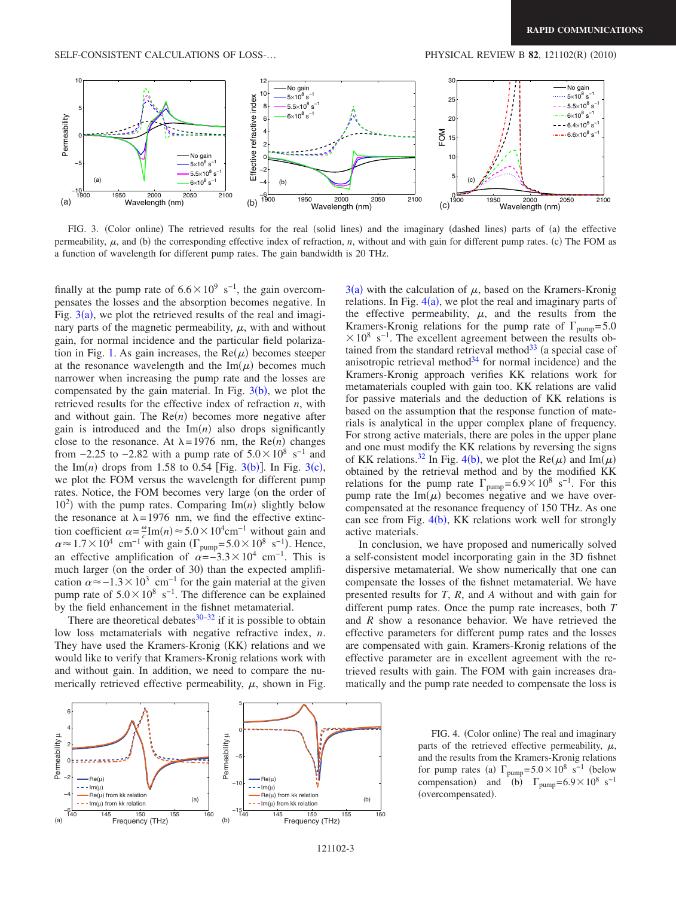FIG. 3. (Color online) The retrieved results for the real (solid lines) and the imaginary (dashed lines) parts of (a) the effective permeability, $\mu$, and (b) the corresponding effective index of refraction, $n$, without and with gain for different pump rates. (c) The FOM as a function of wavelength for different pump rates. The gain bandwidth is 20 THz.

finally at the pump rate of $6.6 \times 10^9\ \text{s}^{-1}$, the gain overcompensates the losses and the absorption becomes negative. In Fig. 3(a), we plot the retrieved results of the real and imaginary parts of the magnetic permeability, $\mu$, with and without gain, for normal incidence and the particular field polarization in Fig. 1. As gain increases, the $\text{Re}(\mu)$ becomes steeper at the resonance wavelength and the $\text{Im}(\mu)$ becomes much narrower when increasing the pump rate and the losses are compensated by the gain material. In Fig. 3(b), we plot the retrieved results for the effective index of refraction $n$, with and without gain. The $\text{Re}(n)$ becomes more negative after gain is introduced and the $\text{Im}(n)$ also drops significantly close to the resonance. At $\lambda = 1976$ nm, the $\text{Re}(n)$ changes from $-2.25$ to $-2.82$ with a pump rate of $5.0 \times 10^8\ \text{s}^{-1}$ and the $\text{Im}(n)$ drops from 1.58 to 0.54 [Fig. 3(b)]. In Fig. 3(c), we plot the FOM versus the wavelength for different pump rates. Notice, the FOM becomes very large (on the order of $10^2$) with the pump rates. Comparing $\text{Im}(n)$ slightly below the resonance at $\lambda = 1976$ nm, we find the effective extinction coefficient $\alpha = \frac{\omega}{c}\text{Im}(n) \approx 5.0 \times 10^4 \text{cm}^{-1}$ without gain and $\alpha \approx 1.7 \times 10^4\ \text{cm}^{-1}$ with gain ($\Gamma_{\text{pump}} = 5.0 \times 10^8\ \text{s}^{-1}$). Hence, an effective amplification of $\alpha = -3.3 \times 10^4\ \text{cm}^{-1}$. This is much larger (on the order of 30) than the expected amplification $\alpha \approx -1.3 \times 10^3\ \text{cm}^{-1}$ for the gain material at the given pump rate of $5.0 \times 10^8\ \text{s}^{-1}$. The difference can be explained by the field enhancement in the fishnet metamaterial.

There are theoretical debates[30–32] if it is possible to obtain low loss metamaterials with negative refractive index, $n$. They have used the Kramers-Kronig (KK) relations and we would like to verify that Kramers-Kronig relations work with and without gain. In addition, we need to compare the numerically retrieved effective permeability, $\mu$, shown in Fig. 3(a) with the calculation of $\mu$, based on the Kramers-Kronig relations. In Fig. 4(a), we plot the real and imaginary parts of the effective permeability, $\mu$, and the results from the Kramers-Kronig relations for the pump rate of $\Gamma_{\text{pump}} = 5.0 \times 10^8\ \text{s}^{-1}$. The excellent agreement between the results obtained from the standard retrieval method[33] (a special case of anisotropic retrieval method[34] for normal incidence) and the Kramers-Kronig approach verifies KK relations work for metamaterials coupled with gain too. KK relations are valid for passive materials and the deduction of KK relations is based on the assumption that the response function of materials is analytical in the upper complex plane of frequency. For strong active materials, there are poles in the upper plane and one must modify the KK relations by reversing the signs of KK relations.[32] In Fig. 4(b), we plot the $\text{Re}(\mu)$ and $\text{Im}(\mu)$ obtained by the retrieval method and by the modified KK relations for the pump rate $\Gamma_{\text{pump}} = 6.9 \times 10^8\ \text{s}^{-1}$. For this pump rate the $\text{Im}(\mu)$ becomes negative and we have overcompensated at the resonance frequency of 150 THz. As one can see from Fig. 4(b), KK relations work well for strongly active materials.

In conclusion, we have proposed and numerically solved a self-consistent model incorporating gain in the 3D fishnet dispersive metamaterial. We show numerically that one can compensate the losses of the fishnet metamaterial. We have presented results for $T$, $R$, and $A$ without and with gain for different pump rates. Once the pump rate increases, both $T$ and $R$ show a resonance behavior. We have retrieved the effective parameters for different pump rates and the losses are compensated with gain. Kramers-Kronig relations of the effective parameter are in excellent agreement with the retrieved results with gain. The FOM with gain increases dramatically and the pump rate needed to compensate the loss is

FIG. 4. (Color online) The real and imaginary parts of the retrieved effective permeability, $\mu$, and the results from the Kramers-Kronig relations for pump rates (a) $\Gamma_{\text{pump}} = 5.0 \times 10^8\ \text{s}^{-1}$ (below compensation) and (b) $\Gamma_{\text{pump}} = 6.9 \times 10^8\ \text{s}^{-1}$ (overcompensated).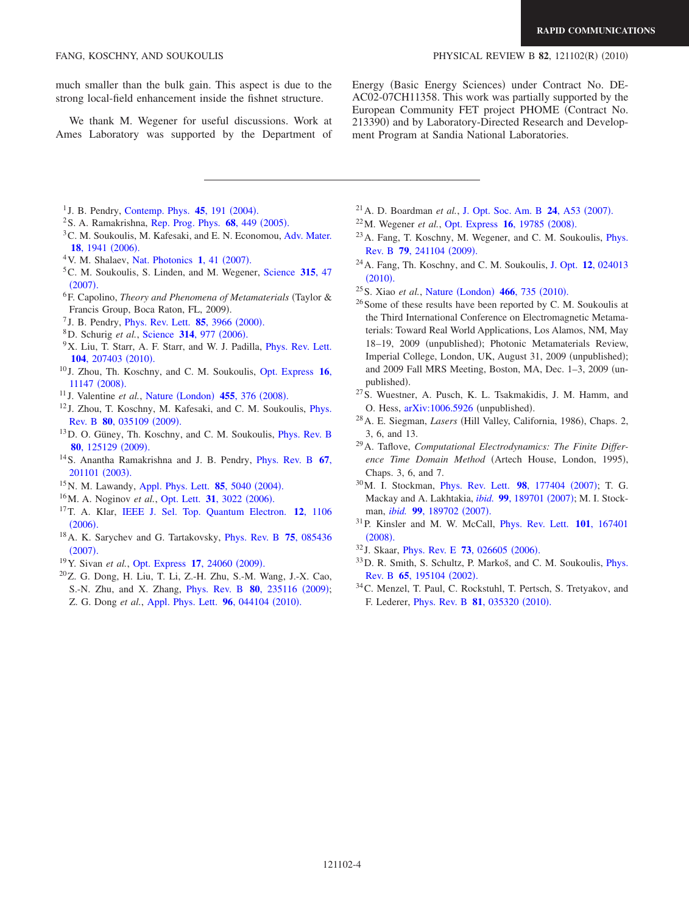much smaller than the bulk gain. This aspect is due to the strong local-field enhancement inside the fishnet structure.

We thank M. Wegener for useful discussions. Work at Ames Laboratory was supported by the Department of Energy (Basic Energy Sciences) under Contract No. DE-AC02-07CH11358. This work was partially supported by the European Community FET project PHOME (Contract No. 213390) and by Laboratory-Directed Research and Development Program at Sandia National Laboratories.

---

[1] J. B. Pendry, Contemp. Phys. **45**, 191 (2004).

[2] S. A. Ramakrishna, Rep. Prog. Phys. **68**, 449 (2005).

[3] C. M. Soukoulis, M. Kafesaki, and E. N. Economou, Adv. Mater. **18**, 1941 (2006).

[4] V. M. Shalaev, Nat. Photonics **1**, 41 (2007).

[5] C. M. Soukoulis, S. Linden, and M. Wegener, Science **315**, 47 (2007).

[6] F. Capolino, *Theory and Phenomena of Metamaterials* (Taylor & Francis Group, Boca Raton, FL, 2009).

[7] J. B. Pendry, Phys. Rev. Lett. **85**, 3966 (2000).

[8] D. Schurig *et al.*, Science **314**, 977 (2006).

[9] X. Liu, T. Starr, A. F. Starr, and W. J. Padilla, Phys. Rev. Lett. **104**, 207403 (2010).

[10] J. Zhou, Th. Koschny, and C. M. Soukoulis, Opt. Express **16**, 11147 (2008).

[11] J. Valentine *et al.*, Nature (London) **455**, 376 (2008).

[12] J. Zhou, T. Koschny, M. Kafesaki, and C. M. Soukoulis, Phys. Rev. B **80**, 035109 (2009).

[13] D. O. Güney, Th. Koschny, and C. M. Soukoulis, Phys. Rev. B **80**, 125129 (2009).

[14] S. Anantha Ramakrishna and J. B. Pendry, Phys. Rev. B **67**, 201101 (2003).

[15] N. M. Lawandy, Appl. Phys. Lett. **85**, 5040 (2004).

[16] M. A. Noginov *et al.*, Opt. Lett. **31**, 3022 (2006).

[17] T. A. Klar, IEEE J. Sel. Top. Quantum Electron. **12**, 1106 (2006).

[18] A. K. Sarychev and G. Tartakovsky, Phys. Rev. B **75**, 085436 (2007).

[19] Y. Sivan *et al.*, Opt. Express **17**, 24060 (2009).

[20] Z. G. Dong, H. Liu, T. Li, Z.-H. Zhu, S.-M. Wang, J.-X. Cao, S.-N. Zhu, and X. Zhang, Phys. Rev. B **80**, 235116 (2009); Z. G. Dong *et al.*, Appl. Phys. Lett. **96**, 044104 (2010).

[21] A. D. Boardman *et al.*, J. Opt. Soc. Am. B **24**, A53 (2007).

[22] M. Wegener *et al.*, Opt. Express **16**, 19785 (2008).

[23] A. Fang, T. Koschny, M. Wegener, and C. M. Soukoulis, Phys. Rev. B **79**, 241104 (2009).

[24] A. Fang, Th. Koschny, and C. M. Soukoulis, J. Opt. **12**, 024013 (2010).

[25] S. Xiao *et al.*, Nature (London) **466**, 735 (2010).

[26] Some of these results have been reported by C. M. Soukoulis at the Third International Conference on Electromagnetic Metamaterials: Toward Real World Applications, Los Alamos, NM, May 18–19, 2009 (unpublished); Photonic Metamaterials Review, Imperial College, London, UK, August 31, 2009 (unpublished); and 2009 Fall MRS Meeting, Boston, MA, Dec. 1–3, 2009 (unpublished).

[27] S. Wuestner, A. Pusch, K. L. Tsakmakidis, J. M. Hamm, and O. Hess, arXiv:1006.5926 (unpublished).

[28] A. E. Siegman, *Lasers* (Hill Valley, California, 1986), Chaps. 2, 3, 6, and 13.

[29] A. Taflove, *Computational Electrodynamics: The Finite Difference Time Domain Method* (Artech House, London, 1995), Chaps. 3, 6, and 7.

[30] M. I. Stockman, Phys. Rev. Lett. **98**, 177404 (2007); T. G. Mackay and A. Lakhtakia, *ibid.* **99**, 189701 (2007); M. I. Stockman, *ibid.* **99**, 189702 (2007).

[31] P. Kinsler and M. W. McCall, Phys. Rev. Lett. **101**, 167401 (2008).

[32] J. Skaar, Phys. Rev. E **73**, 026605 (2006).

[33] D. R. Smith, S. Schultz, P. Markoš, and C. M. Soukoulis, Phys. Rev. B **65**, 195104 (2002).

[34] C. Menzel, T. Paul, C. Rockstuhl, T. Pertsch, S. Tretyakov, and F. Lederer, Phys. Rev. B **81**, 035320 (2010).